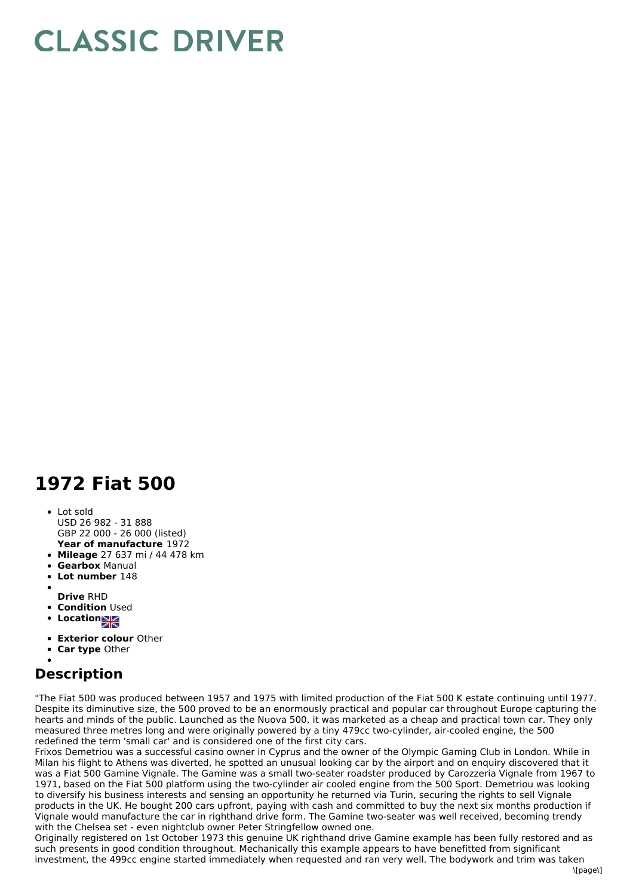# CLASSIC DRIVER

## 1972 Fiat 500

- Lot sold
  USD 26 982 - 31 888
  GBP 22 000 - 26 000 (listed)
  **Year of manufacture** 1972
- **Mileage** 27 637 mi / 44 478 km
- **Gearbox** Manual
- **Lot number** 148
- **Drive** RHD
- **Condition** Used
- **Location**
- **Exterior colour** Other
- **Car type** Other

## Description

"The Fiat 500 was produced between 1957 and 1975 with limited production of the Fiat 500 K estate continuing until 1977. Despite its diminutive size, the 500 proved to be an enormously practical and popular car throughout Europe capturing the hearts and minds of the public. Launched as the Nuova 500, it was marketed as a cheap and practical town car. They only measured three metres long and were originally powered by a tiny 479cc two-cylinder, air-cooled engine, the 500 redefined the term 'small car' and is considered one of the first city cars.

Frixos Demetriou was a successful casino owner in Cyprus and the owner of the Olympic Gaming Club in London. While in Milan his flight to Athens was diverted, he spotted an unusual looking car by the airport and on enquiry discovered that it was a Fiat 500 Gamine Vignale. The Gamine was a small two-seater roadster produced by Carozzeria Vignale from 1967 to 1971, based on the Fiat 500 platform using the two-cylinder air cooled engine from the 500 Sport. Demetriou was looking to diversify his business interests and sensing an opportunity he returned via Turin, securing the rights to sell Vignale products in the UK. He bought 200 cars upfront, paying with cash and committed to buy the next six months production if Vignale would manufacture the car in righthand drive form. The Gamine two-seater was well received, becoming trendy with the Chelsea set - even nightclub owner Peter Stringfellow owned one.

Originally registered on 1st October 1973 this genuine UK righthand drive Gamine example has been fully restored and as such presents in good condition throughout. Mechanically this example appears to have benefitted from significant investment, the 499cc engine started immediately when requested and ran very well. The bodywork and trim was taken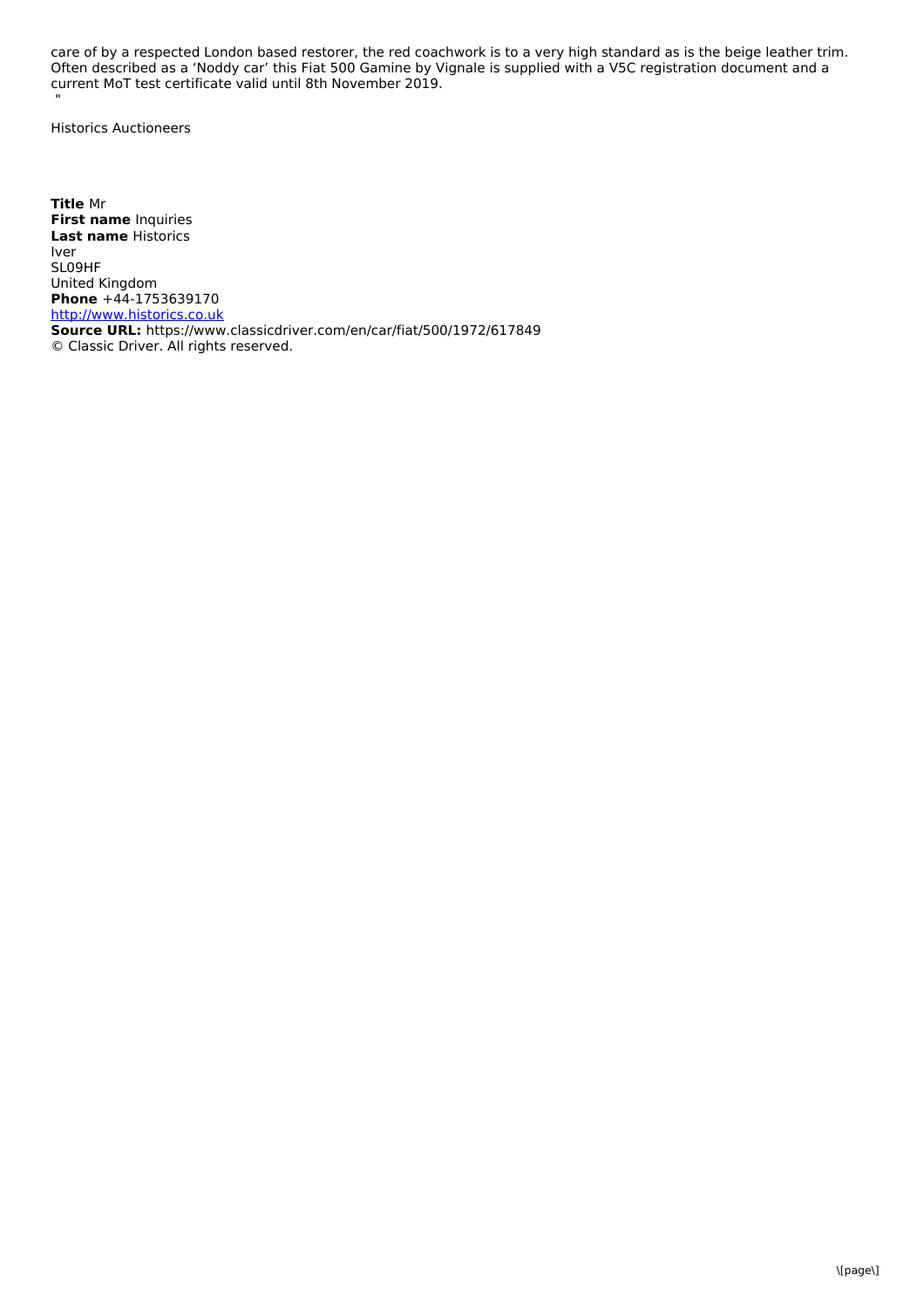care of by a respected London based restorer, the red coachwork is to a very high standard as is the beige leather trim. Often described as a ‘Noddy car’ this Fiat 500 Gamine by Vignale is supplied with a V5C registration document and a current MoT test certificate valid until 8th November 2019.
"

Historics Auctioneers

**Title** Mr
**First name** Inquiries
**Last name** Historics
Iver
SL09HF
United Kingdom
**Phone** +44-1753639170
[http://www.historics.co.uk](http://www.historics.co.uk)
**Source URL:** https://www.classicdriver.com/en/car/fiat/500/1972/617849
© Classic Driver. All rights reserved.